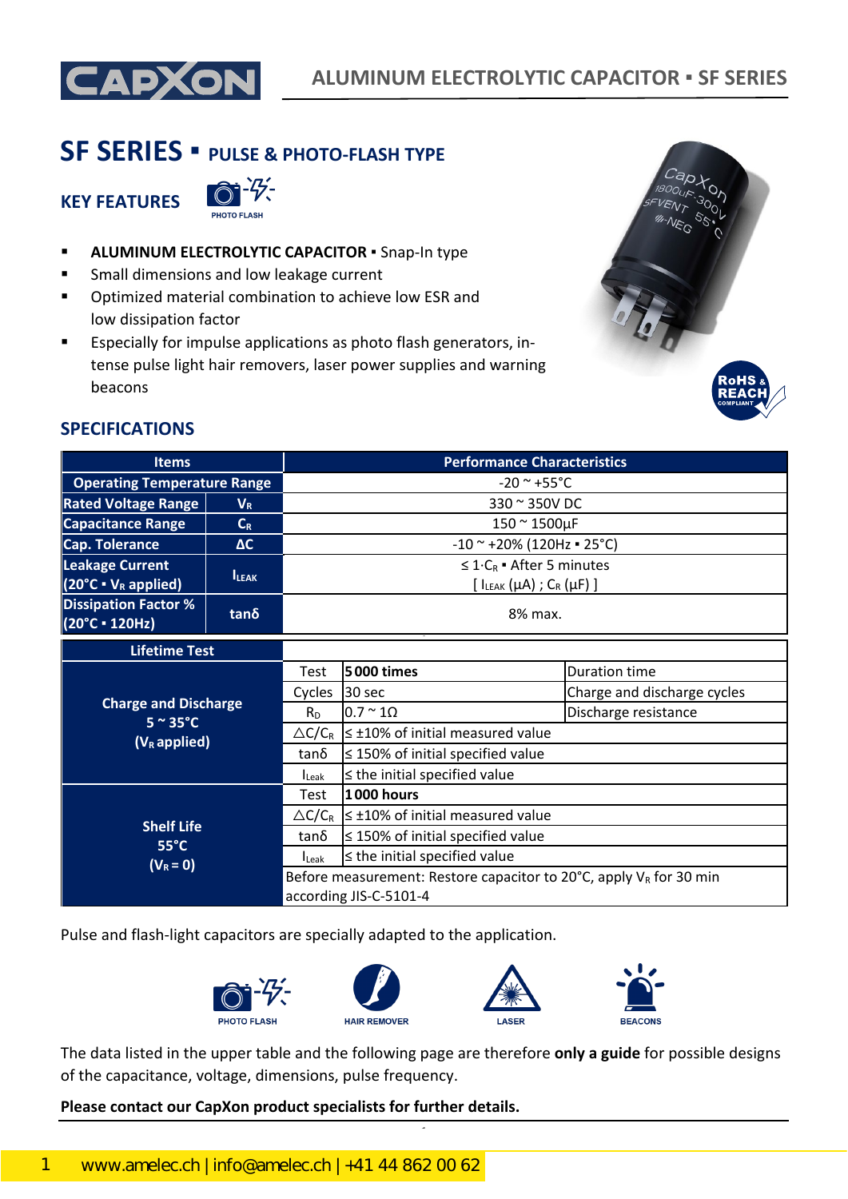# SF SERIES ▪ PULSE & PHOTO-FLASH TYPE

## KEY FEATURES

PHOTO FLASH

- **ALUMINUM ELECTROLYTIC CAPACITOR** ▪ Snap-In type
- Small dimensions and low leakage current
- Optimized material combination to achieve low ESR and low dissipation factor
- Especially for impulse applications as photo flash generators, intense pulse light hair removers, laser power supplies and warning beacons

RoHS & REACH COMPLIANT

## SPECIFICATIONS

| Items | | Performance Characteristics |
|---|---|---|
| Operating Temperature Range | | -20 ~ +55°C |
| Rated Voltage Range | $V_R$ | 330 ~ 350V DC |
| Capacitance Range | $C_R$ | 150 ~ 1500µF |
| Cap. Tolerance | ΔC | -10 ~ +20% (120Hz ▪ 25°C) |
| Leakage Current (20°C ▪ $V_R$ applied) | $I_{LEAK}$ | ≤ 1·$C_R$ ▪ After 5 minutes [ $I_{LEAK}$ (µA) ; $C_R$ (µF) ] |
| Dissipation Factor % (20°C ▪ 120Hz) | tanδ | 8% max. |

| Lifetime Test | | | |
|---|---|---|---|
| Charge and Discharge 5 ~ 35°C ($V_R$ applied) | Test | **5 000 times** | Duration time |
| | Cycles | 30 sec | Charge and discharge cycles |
| | $R_D$ | 0.7 ~ 1Ω | Discharge resistance |
| | △C/$C_R$ | ≤ ±10% of initial measured value | |
| | tanδ | ≤ 150% of initial specified value | |
| | $I_{Leak}$ | ≤ the initial specified value | |
| Shelf Life 55°C ($V_R$ = 0) | Test | **1 000 hours** | |
| | △C/$C_R$ | ≤ ±10% of initial measured value | |
| | tanδ | ≤ 150% of initial specified value | |
| | $I_{Leak}$ | ≤ the initial specified value | |
| | Before measurement: Restore capacitor to 20°C, apply $V_R$ for 30 min according JIS-C-5101-4 | | |

Pulse and flash-light capacitors are specially adapted to the application.

PHOTO FLASH · HAIR REMOVER · LASER · BEACONS

The data listed in the upper table and the following page are therefore **only a guide** for possible designs of the capacitance, voltage, dimensions, pulse frequency.

**Please contact our CapXon product specialists for further details.**

www.amelec.ch | info@amelec.ch | +41 44 862 00 62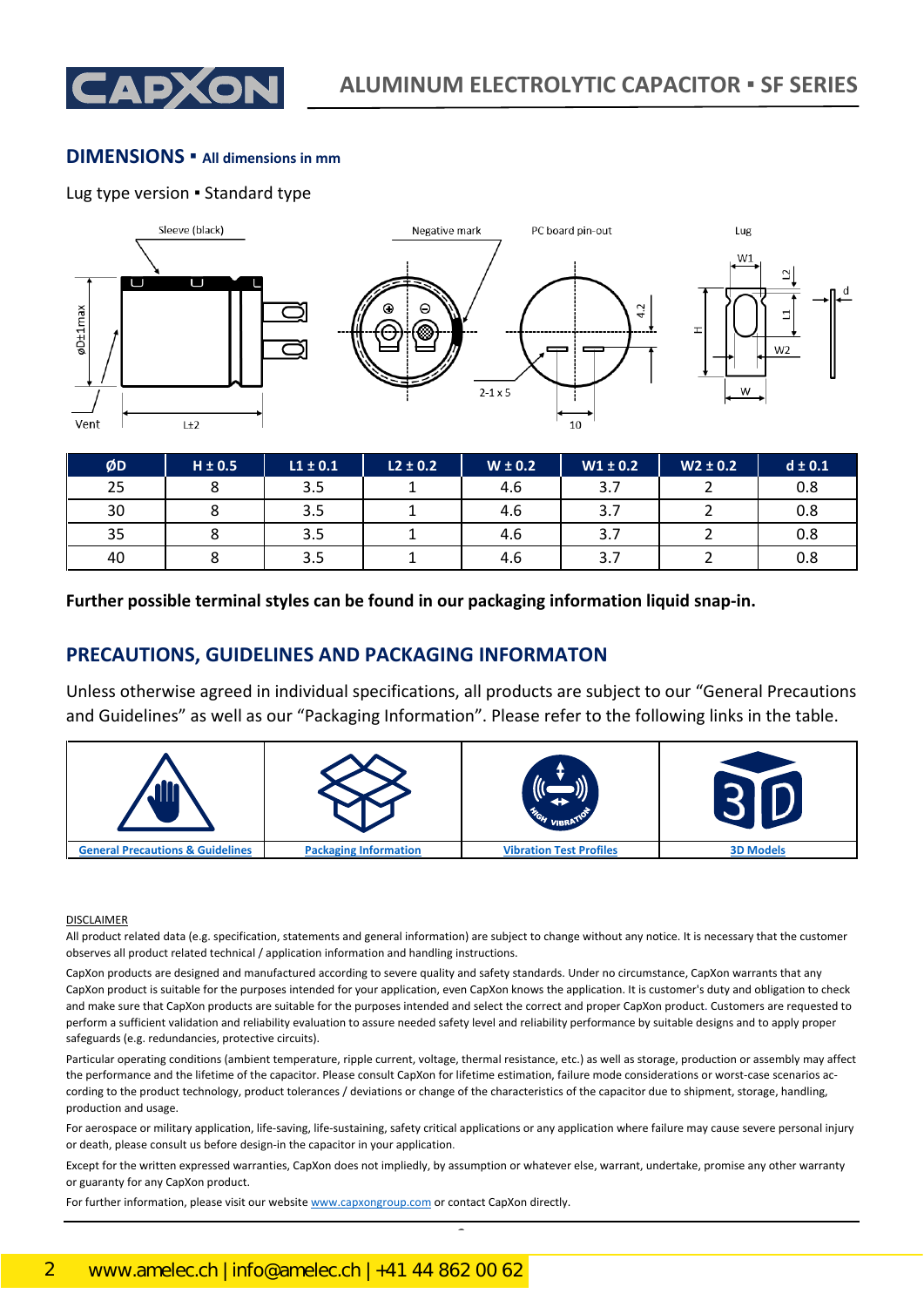## DIMENSIONS ▪ All dimensions in mm

Lug type version ▪ Standard type

Sleeve (black)
Negative mark
PC board pin-out
Lug
øD±1max
Vent
L±2
2-1 x 5
10
4.2
H
W1
L2
L1
W2
W
d

| ØD | H ± 0.5 | L1 ± 0.1 | L2 ± 0.2 | W ± 0.2 | W1 ± 0.2 | W2 ± 0.2 | d ± 0.1 |
|---|---|---|---|---|---|---|---|
| 25 | 8 | 3.5 | 1 | 4.6 | 3.7 | 2 | 0.8 |
| 30 | 8 | 3.5 | 1 | 4.6 | 3.7 | 2 | 0.8 |
| 35 | 8 | 3.5 | 1 | 4.6 | 3.7 | 2 | 0.8 |
| 40 | 8 | 3.5 | 1 | 4.6 | 3.7 | 2 | 0.8 |

**Further possible terminal styles can be found in our packaging information liquid snap-in.**

## PRECAUTIONS, GUIDELINES AND PACKAGING INFORMATON

Unless otherwise agreed in individual specifications, all products are subject to our “General Precautions and Guidelines” as well as our “Packaging Information”. Please refer to the following links in the table.

| General Precautions & Guidelines | Packaging Information | Vibration Test Profiles | 3D Models |
|---|---|---|---|

DISCLAIMER

All product related data (e.g. specification, statements and general information) are subject to change without any notice. It is necessary that the customer observes all product related technical / application information and handling instructions.

CapXon products are designed and manufactured according to severe quality and safety standards. Under no circumstance, CapXon warrants that any CapXon product is suitable for the purposes intended for your application, even CapXon knows the application. It is customer's duty and obligation to check and make sure that CapXon products are suitable for the purposes intended and select the correct and proper CapXon product. Customers are requested to perform a sufficient validation and reliability evaluation to assure needed safety level and reliability performance by suitable designs and to apply proper safeguards (e.g. redundancies, protective circuits).

Particular operating conditions (ambient temperature, ripple current, voltage, thermal resistance, etc.) as well as storage, production or assembly may affect the performance and the lifetime of the capacitor. Please consult CapXon for lifetime estimation, failure mode considerations or worst-case scenarios according to the product technology, product tolerances / deviations or change of the characteristics of the capacitor due to shipment, storage, handling, production and usage.

For aerospace or military application, life-saving, life-sustaining, safety critical applications or any application where failure may cause severe personal injury or death, please consult us before design-in the capacitor in your application.

Except for the written expressed warranties, CapXon does not impliedly, by assumption or whatever else, warrant, undertake, promise any other warranty or guaranty for any CapXon product.

For further information, please visit our website www.capxongroup.com or contact CapXon directly.